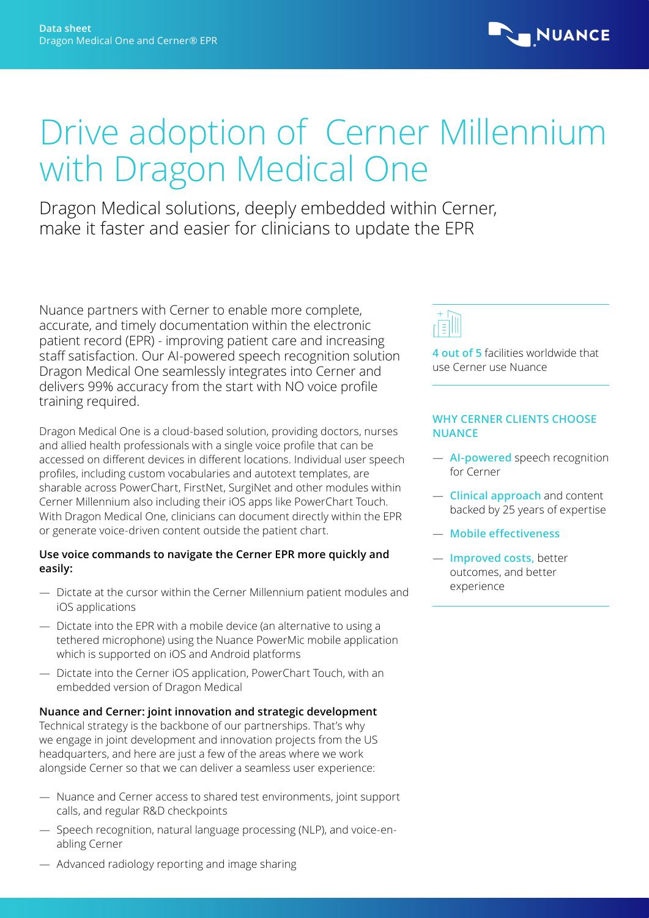Data sheet
Dragon Medical One and Cerner® EPR

# Drive adoption of Cerner Millennium with Dragon Medical One

## Dragon Medical solutions, deeply embedded within Cerner, make it faster and easier for clinicians to update the EPR

Nuance partners with Cerner to enable more complete, accurate, and timely documentation within the electronic patient record (EPR) - improving patient care and increasing staff satisfaction. Our AI-powered speech recognition solution Dragon Medical One seamlessly integrates into Cerner and delivers 99% accuracy from the start with NO voice profile training required.

Dragon Medical One is a cloud-based solution, providing doctors, nurses and allied health professionals with a single voice profile that can be accessed on different devices in different locations. Individual user speech profiles, including custom vocabularies and autotext templates, are sharable across PowerChart, FirstNet, SurgiNet and other modules within Cerner Millennium also including their iOS apps like PowerChart Touch. With Dragon Medical One, clinicians can document directly within the EPR or generate voice-driven content outside the patient chart.

**Use voice commands to navigate the Cerner EPR more quickly and easily:**

- Dictate at the cursor within the Cerner Millennium patient modules and iOS applications
- Dictate into the EPR with a mobile device (an alternative to using a tethered microphone) using the Nuance PowerMic mobile application which is supported on iOS and Android platforms
- Dictate into the Cerner iOS application, PowerChart Touch, with an embedded version of Dragon Medical

**Nuance and Cerner: joint innovation and strategic development**

Technical strategy is the backbone of our partnerships. That's why we engage in joint development and innovation projects from the US headquarters, and here are just a few of the areas where we work alongside Cerner so that we can deliver a seamless user experience:

- Nuance and Cerner access to shared test environments, joint support calls, and regular R&D checkpoints
- Speech recognition, natural language processing (NLP), and voice-enabling Cerner
- Advanced radiology reporting and image sharing

**4 out of 5** facilities worldwide that use Cerner use Nuance

**WHY CERNER CLIENTS CHOOSE NUANCE**

- **AI-powered** speech recognition for Cerner
- **Clinical approach** and content backed by 25 years of expertise
- **Mobile effectiveness**
- **Improved costs,** better outcomes, and better experience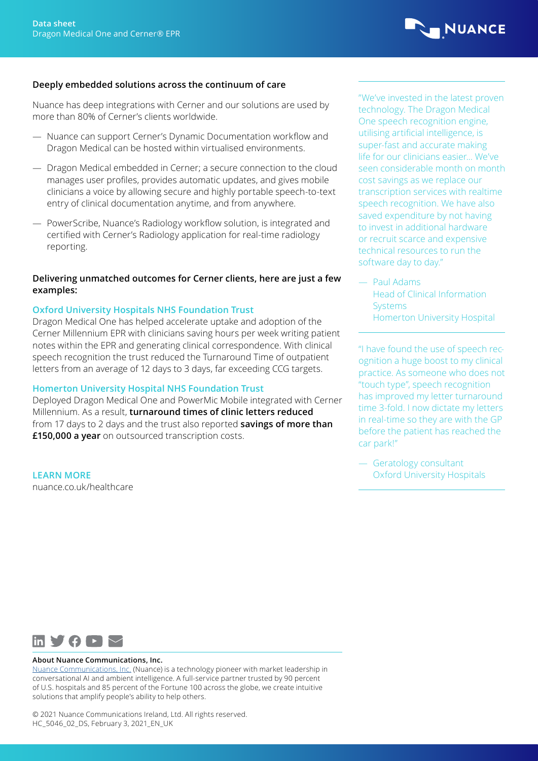## Deeply embedded solutions across the continuum of care

Nuance has deep integrations with Cerner and our solutions are used by more than 80% of Cerner's clients worldwide.

— Nuance can support Cerner's Dynamic Documentation workflow and Dragon Medical can be hosted within virtualised environments.

— Dragon Medical embedded in Cerner; a secure connection to the cloud manages user profiles, provides automatic updates, and gives mobile clinicians a voice by allowing secure and highly portable speech-to-text entry of clinical documentation anytime, and from anywhere.

— PowerScribe, Nuance's Radiology workflow solution, is integrated and certified with Cerner's Radiology application for real-time radiology reporting.

## Delivering unmatched outcomes for Cerner clients, here are just a few examples:

### Oxford University Hospitals NHS Foundation Trust

Dragon Medical One has helped accelerate uptake and adoption of the Cerner Millennium EPR with clinicians saving hours per week writing patient notes within the EPR and generating clinical correspondence. With clinical speech recognition the trust reduced the Turnaround Time of outpatient letters from an average of 12 days to 3 days, far exceeding CCG targets.

### Homerton University Hospital NHS Foundation Trust

Deployed Dragon Medical One and PowerMic Mobile integrated with Cerner Millennium. As a result, **turnaround times of clinic letters reduced** from 17 days to 2 days and the trust also reported **savings of more than £150,000 a year** on outsourced transcription costs.

"We've invested in the latest proven technology. The Dragon Medical One speech recognition engine, utilising artificial intelligence, is super-fast and accurate making life for our clinicians easier… We've seen considerable month on month cost savings as we replace our transcription services with realtime speech recognition. We have also saved expenditure by not having to invest in additional hardware or recruit scarce and expensive technical resources to run the software day to day."

— Paul Adams
Head of Clinical Information Systems
Homerton University Hospital

"I have found the use of speech recognition a huge boost to my clinical practice. As someone who does not "touch type", speech recognition has improved my letter turnaround time 3-fold. I now dictate my letters in real-time so they are with the GP before the patient has reached the car park!"

— Geratology consultant
Oxford University Hospitals

**LEARN MORE**
nuance.co.uk/healthcare

**About Nuance Communications, Inc.**
Nuance Communications, Inc. (Nuance) is a technology pioneer with market leadership in conversational AI and ambient intelligence. A full-service partner trusted by 90 percent of U.S. hospitals and 85 percent of the Fortune 100 across the globe, we create intuitive solutions that amplify people's ability to help others.

© 2021 Nuance Communications Ireland, Ltd. All rights reserved.
HC_5046_02_DS, February 3, 2021_EN_UK